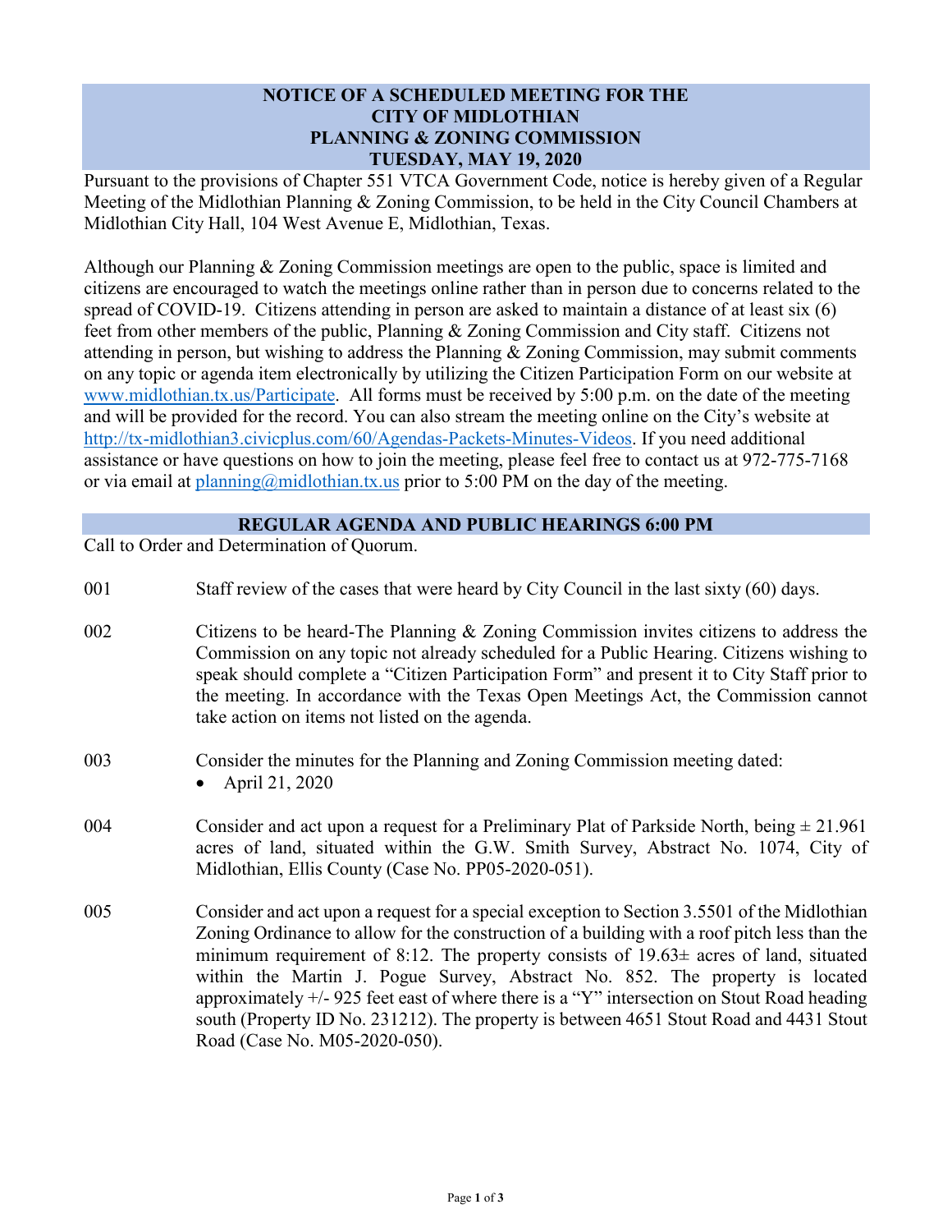# NOTICE OF A SCHEDULED MEETING FOR THE CITY OF MIDLOTHIAN PLANNING & ZONING COMMISSION TUESDAY, MAY 19, 2020

Pursuant to the provisions of Chapter 551 VTCA Government Code, notice is hereby given of a Regular Meeting of the Midlothian Planning & Zoning Commission, to be held in the City Council Chambers at Midlothian City Hall, 104 West Avenue E, Midlothian, Texas.

Although our Planning & Zoning Commission meetings are open to the public, space is limited and citizens are encouraged to watch the meetings online rather than in person due to concerns related to the spread of COVID-19. Citizens attending in person are asked to maintain a distance of at least six (6) feet from other members of the public, Planning & Zoning Commission and City staff. Citizens not attending in person, but wishing to address the Planning & Zoning Commission, may submit comments on any topic or agenda item electronically by utilizing the Citizen Participation Form on our website at www.midlothian.tx.us/Participate. All forms must be received by 5:00 p.m. on the date of the meeting and will be provided for the record. You can also stream the meeting online on the City's website at http://tx-midlothian3.civicplus.com/60/Agendas-Packets-Minutes-Videos. If you need additional assistance or have questions on how to join the meeting, please feel free to contact us at 972-775-7168 or via email at planning@midlothian.tx.us prior to 5:00 PM on the day of the meeting.

## REGULAR AGENDA AND PUBLIC HEARINGS 6:00 PM

Call to Order and Determination of Quorum.

001 Staff review of the cases that were heard by City Council in the last sixty (60) days.

002 Citizens to be heard-The Planning & Zoning Commission invites citizens to address the Commission on any topic not already scheduled for a Public Hearing. Citizens wishing to speak should complete a "Citizen Participation Form" and present it to City Staff prior to the meeting. In accordance with the Texas Open Meetings Act, the Commission cannot take action on items not listed on the agenda.

003 Consider the minutes for the Planning and Zoning Commission meeting dated:

- April 21, 2020

004 Consider and act upon a request for a Preliminary Plat of Parkside North, being ± 21.961 acres of land, situated within the G.W. Smith Survey, Abstract No. 1074, City of Midlothian, Ellis County (Case No. PP05-2020-051).

005 Consider and act upon a request for a special exception to Section 3.5501 of the Midlothian Zoning Ordinance to allow for the construction of a building with a roof pitch less than the minimum requirement of 8:12. The property consists of 19.63± acres of land, situated within the Martin J. Pogue Survey, Abstract No. 852. The property is located approximately +/- 925 feet east of where there is a "Y" intersection on Stout Road heading south (Property ID No. 231212). The property is between 4651 Stout Road and 4431 Stout Road (Case No. M05-2020-050).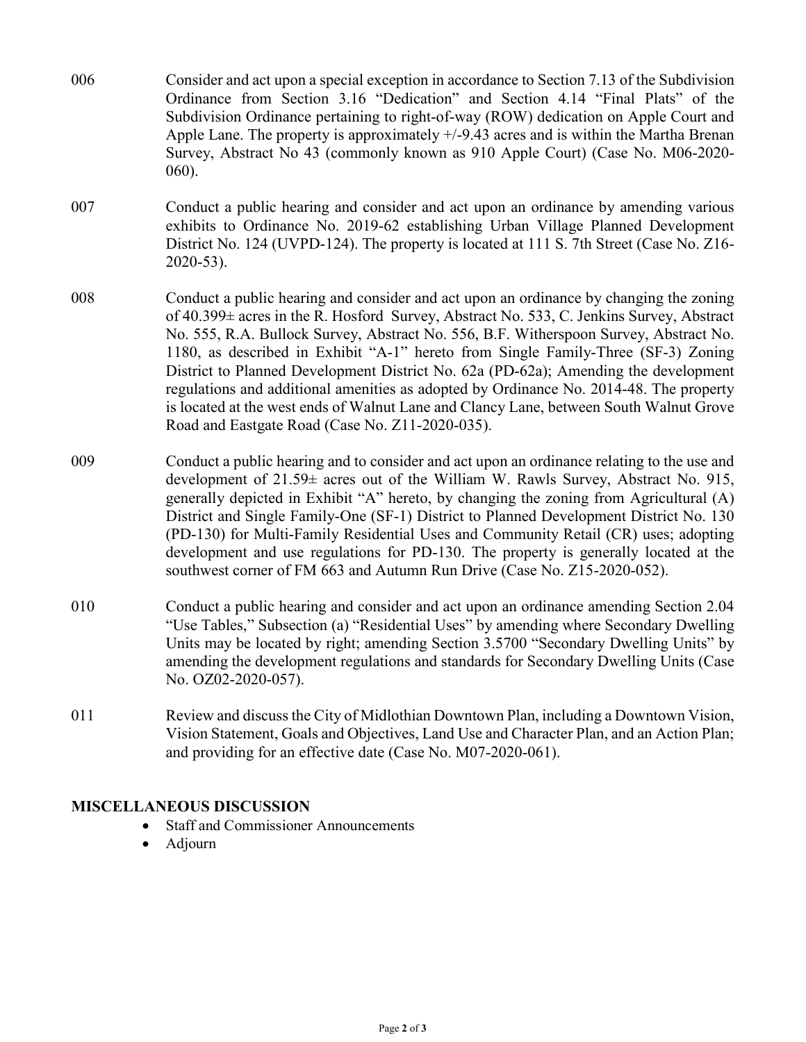006 Consider and act upon a special exception in accordance to Section 7.13 of the Subdivision Ordinance from Section 3.16 “Dedication” and Section 4.14 “Final Plats” of the Subdivision Ordinance pertaining to right-of-way (ROW) dedication on Apple Court and Apple Lane. The property is approximately +/-9.43 acres and is within the Martha Brenan Survey, Abstract No 43 (commonly known as 910 Apple Court) (Case No. M06-2020-060).

007 Conduct a public hearing and consider and act upon an ordinance by amending various exhibits to Ordinance No. 2019-62 establishing Urban Village Planned Development District No. 124 (UVPD-124). The property is located at 111 S. 7th Street (Case No. Z16-2020-53).

008 Conduct a public hearing and consider and act upon an ordinance by changing the zoning of 40.399± acres in the R. Hosford Survey, Abstract No. 533, C. Jenkins Survey, Abstract No. 555, R.A. Bullock Survey, Abstract No. 556, B.F. Witherspoon Survey, Abstract No. 1180, as described in Exhibit “A-1” hereto from Single Family-Three (SF-3) Zoning District to Planned Development District No. 62a (PD-62a); Amending the development regulations and additional amenities as adopted by Ordinance No. 2014-48. The property is located at the west ends of Walnut Lane and Clancy Lane, between South Walnut Grove Road and Eastgate Road (Case No. Z11-2020-035).

009 Conduct a public hearing and to consider and act upon an ordinance relating to the use and development of 21.59± acres out of the William W. Rawls Survey, Abstract No. 915, generally depicted in Exhibit “A” hereto, by changing the zoning from Agricultural (A) District and Single Family-One (SF-1) District to Planned Development District No. 130 (PD-130) for Multi-Family Residential Uses and Community Retail (CR) uses; adopting development and use regulations for PD-130. The property is generally located at the southwest corner of FM 663 and Autumn Run Drive (Case No. Z15-2020-052).

010 Conduct a public hearing and consider and act upon an ordinance amending Section 2.04 “Use Tables,” Subsection (a) “Residential Uses” by amending where Secondary Dwelling Units may be located by right; amending Section 3.5700 “Secondary Dwelling Units” by amending the development regulations and standards for Secondary Dwelling Units (Case No. OZ02-2020-057).

011 Review and discuss the City of Midlothian Downtown Plan, including a Downtown Vision, Vision Statement, Goals and Objectives, Land Use and Character Plan, and an Action Plan; and providing for an effective date (Case No. M07-2020-061).

## MISCELLANEOUS DISCUSSION

- Staff and Commissioner Announcements
- Adjourn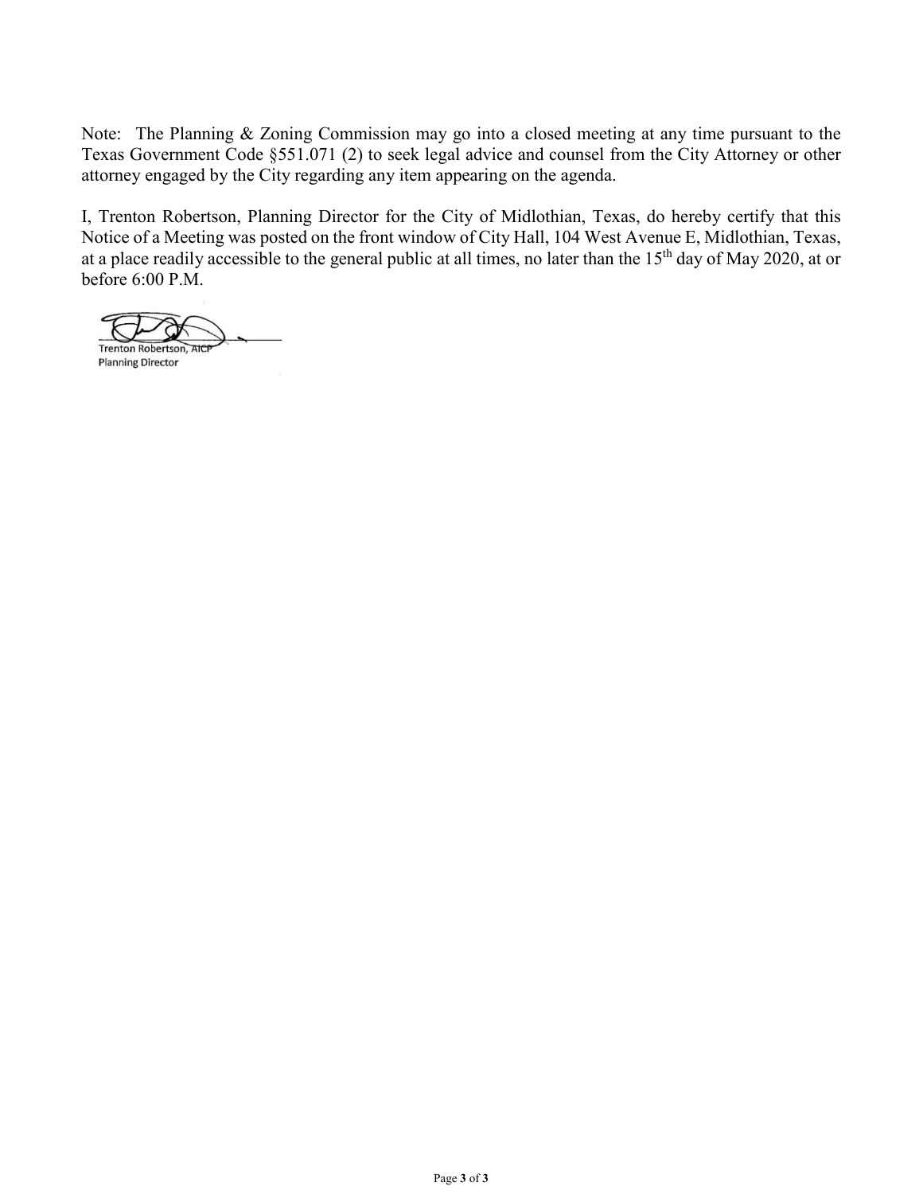Note: The Planning & Zoning Commission may go into a closed meeting at any time pursuant to the Texas Government Code §551.071 (2) to seek legal advice and counsel from the City Attorney or other attorney engaged by the City regarding any item appearing on the agenda.

I, Trenton Robertson, Planning Director for the City of Midlothian, Texas, do hereby certify that this Notice of a Meeting was posted on the front window of City Hall, 104 West Avenue E, Midlothian, Texas, at a place readily accessible to the general public at all times, no later than the 15th day of May 2020, at or before 6:00 P.M.

Trenton Robertson, AICP
Planning Director